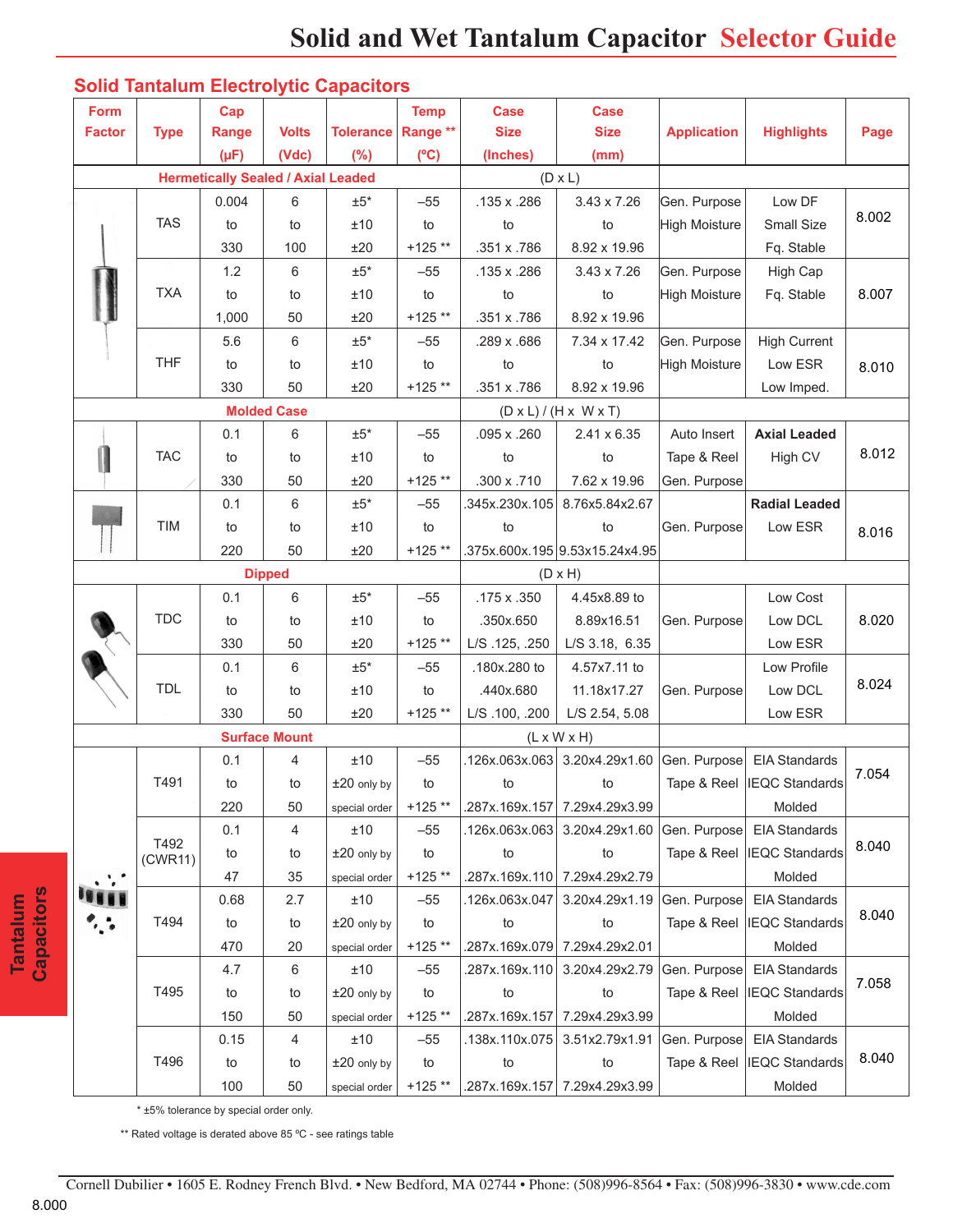# Solid and Wet Tantalum Capacitor Selector Guide

## Solid Tantalum Electrolytic Capacitors

| Form Factor | Type | Cap Range (µF) | Volts (Vdc) | Tolerance (%) | Temp Range ** (ºC) | Case Size (Inches) | Case Size (mm) | Application | Highlights | Page |
|---|---|---|---|---|---|---|---|---|---|---|
| **Hermetically Sealed / Axial Leaded** | | | | | | (D x L) | | | | |
| | TAS | 0.004 to 330 | 6 to 100 | ±5* ±10 ±20 | –55 to +125 ** | .135 x .286 to .351 x .786 | 3.43 x 7.26 to 8.92 x 19.96 | Gen. Purpose High Moisture | Low DF Small Size Fq. Stable | 8.002 |
| | TXA | 1.2 to 1,000 | 6 to 50 | ±5* ±10 ±20 | –55 to +125 ** | .135 x .286 to .351 x .786 | 3.43 x 7.26 to 8.92 x 19.96 | Gen. Purpose High Moisture | High Cap Fq. Stable | 8.007 |
| | THF | 5.6 to 330 | 6 to 50 | ±5* ±10 ±20 | –55 to +125 ** | .289 x .686 to .351 x .786 | 7.34 x 17.42 to 8.92 x 19.96 | Gen. Purpose High Moisture | High Current Low ESR Low Imped. | 8.010 |
| **Molded Case** | | | | | | (D x L) / (H x W x T) | | | | |
| | TAC | 0.1 to 330 | 6 to 50 | ±5* ±10 ±20 | –55 to +125 ** | .095 x .260 to .300 x .710 | 2.41 x 6.35 to 7.62 x 19.96 | Auto Insert Tape & Reel Gen. Purpose | **Axial Leaded** High CV | 8.012 |
| | TIM | 0.1 to 220 | 6 to 50 | ±5* ±10 ±20 | –55 to +125 ** | .345x.230x.105 to .375x.600x.195 | 8.76x5.84x2.67 to 9.53x15.24x4.95 | Gen. Purpose | **Radial Leaded** Low ESR | 8.016 |
| **Dipped** | | | | | | (D x H) | | | | |
| | TDC | 0.1 to 330 | 6 to 50 | ±5* ±10 ±20 | –55 to +125 ** | .175 x .350 .350x.650 L/S .125, .250 | 4.45x8.89 to 8.89x16.51 L/S 3.18, 6.35 | Gen. Purpose | Low Cost Low DCL Low ESR | 8.020 |
| | TDL | 0.1 to 330 | 6 to 50 | ±5* ±10 ±20 | –55 to +125 ** | .180x.280 to .440x.680 L/S .100, .200 | 4.57x7.11 to 11.18x17.27 L/S 2.54, 5.08 | Gen. Purpose | Low Profile Low DCL Low ESR | 8.024 |
| **Surface Mount** | | | | | | (L x W x H) | | | | |
| | T491 | 0.1 to 220 | 4 to 50 | ±10 ±20 only by special order | –55 to +125 ** | .126x.063x.063 to .287x.169x.157 | 3.20x4.29x1.60 to 7.29x4.29x3.99 | Gen. Purpose Tape & Reel | EIA Standards IEQC Standards Molded | 7.054 |
| | T492 (CWR11) | 0.1 to 47 | 4 to 35 | ±10 ±20 only by special order | –55 to +125 ** | .126x.063x.063 to .287x.169x.110 | 3.20x4.29x1.60 to 7.29x4.29x2.79 | Gen. Purpose Tape & Reel | EIA Standards IEQC Standards Molded | 8.040 |
| | T494 | 0.68 to 470 | 2.7 to 20 | ±10 ±20 only by special order | –55 to +125 ** | .126x.063x.047 to .287x.169x.079 | 3.20x4.29x1.19 to 7.29x4.29x2.01 | Gen. Purpose Tape & Reel | EIA Standards IEQC Standards Molded | 8.040 |
| | T495 | 4.7 to 150 | 6 to 50 | ±10 ±20 only by special order | –55 to +125 ** | .287x.169x.110 to .287x.169x.157 | 3.20x4.29x2.79 to 7.29x4.29x3.99 | Gen. Purpose Tape & Reel | EIA Standards IEQC Standards Molded | 7.058 |
| | T496 | 0.15 to 100 | 4 to 50 | ±10 ±20 only by special order | –55 to +125 ** | .138x.110x.075 to .287x.169x.157 | 3.51x2.79x1.91 to 7.29x4.29x3.99 | Gen. Purpose Tape & Reel | EIA Standards IEQC Standards Molded | 8.040 |

\* ±5% tolerance by special order only.

** Rated voltage is derated above 85 ºC - see ratings table

Cornell Dubilier • 1605 E. Rodney French Blvd. • New Bedford, MA 02744 • Phone: (508)996-8564 • Fax: (508)996-3830 • www.cde.com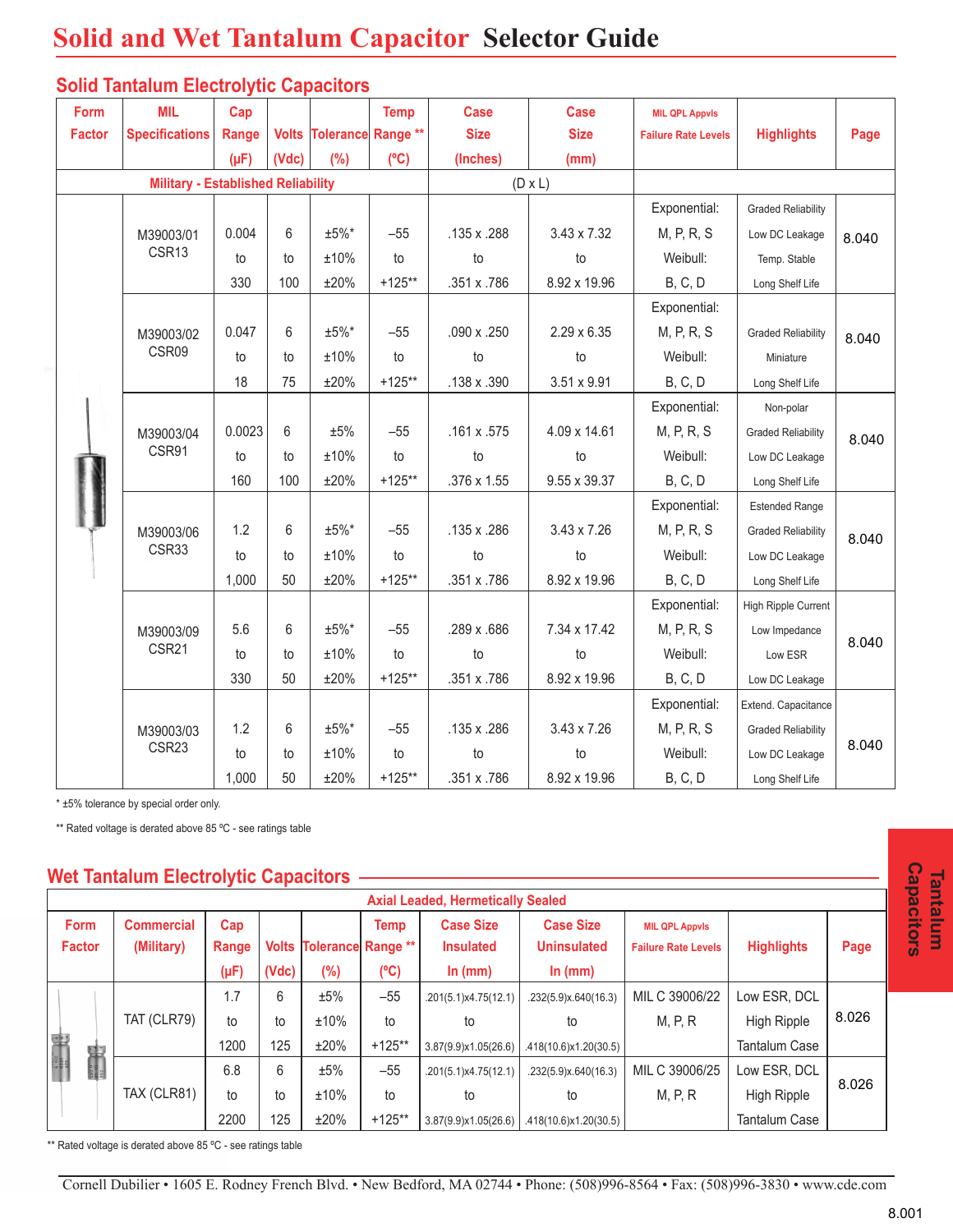# Solid and Wet Tantalum Capacitor Selector Guide

## Solid Tantalum Electrolytic Capacitors

| Form Factor | MIL Specifications | Cap Range (µF) | Volts (Vdc) | Tolerance (%) | Temp Range ** (ºC) | Case Size (Inches) | Case Size (mm) | MIL QPL Appvls Failure Rate Levels | Highlights | Page |
|---|---|---|---|---|---|---|---|---|---|---|
| | Military - Established Reliability | | | | | (D x L) | | | | |
| | M39003/01 CSR13 | 0.004 to 330 | 6 to 100 | ±5%* ±10% ±20% | –55 to +125** | .135 x .288 to .351 x .786 | 3.43 x 7.32 to 8.92 x 19.96 | Exponential: M, P, R, S Weibull: B, C, D | Graded Reliability Low DC Leakage Temp. Stable Long Shelf Life | 8.040 |
| | M39003/02 CSR09 | 0.047 to 18 | 6 to 75 | ±5%* ±10% ±20% | –55 to +125** | .090 x .250 to .138 x .390 | 2.29 x 6.35 to 3.51 x 9.91 | Exponential: M, P, R, S Weibull: B, C, D | Graded Reliability Miniature Long Shelf Life | 8.040 |
| | M39003/04 CSR91 | 0.0023 to 160 | 6 to 100 | ±5% ±10% ±20% | –55 to +125** | .161 x .575 to .376 x 1.55 | 4.09 x 14.61 to 9.55 x 39.37 | Exponential: M, P, R, S Weibull: B, C, D | Non-polar Graded Reliability Low DC Leakage Long Shelf Life | 8.040 |
| | M39003/06 CSR33 | 1.2 to 1,000 | 6 to 50 | ±5%* ±10% ±20% | –55 to +125** | .135 x .286 to .351 x .786 | 3.43 x 7.26 to 8.92 x 19.96 | Exponential: M, P, R, S Weibull: B, C, D | Estended Range Graded Reliability Low DC Leakage Long Shelf Life | 8.040 |
| | M39003/09 CSR21 | 5.6 to 330 | 6 to 50 | ±5%* ±10% ±20% | –55 to +125** | .289 x .686 to .351 x .786 | 7.34 x 17.42 to 8.92 x 19.96 | Exponential: M, P, R, S Weibull: B, C, D | High Ripple Current Low Impedance Low ESR Low DC Leakage | 8.040 |
| | M39003/03 CSR23 | 1.2 to 1,000 | 6 to 50 | ±5%* ±10% ±20% | –55 to +125** | .135 x .286 to .351 x .786 | 3.43 x 7.26 to 8.92 x 19.96 | Exponential: M, P, R, S Weibull: B, C, D | Extend. Capacitance Graded Reliability Low DC Leakage Long Shelf Life | 8.040 |

\* ±5% tolerance by special order only.

** Rated voltage is derated above 85 ºC - see ratings table

## Wet Tantalum Electrolytic Capacitors

Axial Leaded, Hermetically Sealed

| Form Factor | Commercial (Military) | Cap Range (µF) | Volts (Vdc) | Tolerance (%) | Temp Range ** (ºC) | Case Size Insulated In (mm) | Case Size Uninsulated In (mm) | MIL QPL Appvls Failure Rate Levels | Highlights | Page |
|---|---|---|---|---|---|---|---|---|---|---|
| | TAT (CLR79) | 1.7 to 1200 | 6 to 125 | ±5% ±10% ±20% | –55 to +125** | .201(5.1)x4.75(12.1) to 3.87(9.9)x1.05(26.6) | .232(5.9)x.640(16.3) to .418(10.6)x1.20(30.5) | MIL C 39006/22 M, P, R | Low ESR, DCL High Ripple Tantalum Case | 8.026 |
| | TAX (CLR81) | 6.8 to 2200 | 6 to 125 | ±5% ±10% ±20% | –55 to +125** | .201(5.1)x4.75(12.1) to 3.87(9.9)x1.05(26.6) | .232(5.9)x.640(16.3) to .418(10.6)x1.20(30.5) | MIL C 39006/25 M, P, R | Low ESR, DCL High Ripple Tantalum Case | 8.026 |

** Rated voltage is derated above 85 ºC - see ratings table

Tantalum Capacitors

Cornell Dubilier • 1605 E. Rodney French Blvd. • New Bedford, MA 02744 • Phone: (508)996-8564 • Fax: (508)996-3830 • www.cde.com